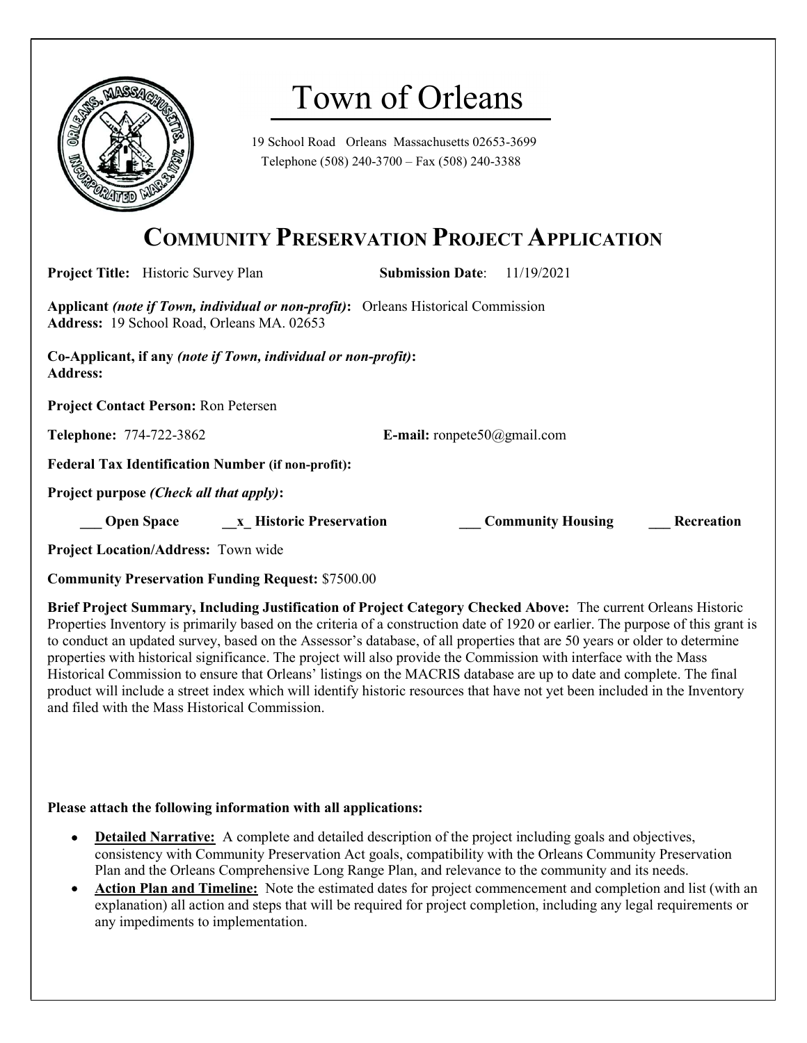# Town of Orleans

19 School Road Orleans Massachusetts 02653-3699
Telephone (508) 240-3700 – Fax (508) 240-3388

## COMMUNITY PRESERVATION PROJECT APPLICATION

**Project Title:** Historic Survey Plan **Submission Date**: 11/19/2021

**Applicant** ***(note if Town, individual or non-profit)*****:** Orleans Historical Commission
**Address:** 19 School Road, Orleans MA. 02653

**Co-Applicant, if any** ***(note if Town, individual or non-profit)*****:**
**Address:**

**Project Contact Person:** Ron Petersen

**Telephone:** 774-722-3862 **E-mail:** ronpete50@gmail.com

**Federal Tax Identification Number (if non-profit):**

**Project purpose** ***(Check all that apply)*****:**

**___ Open Space** **__x_ Historic Preservation** **___ Community Housing** **___ Recreation**

**Project Location/Address:** Town wide

**Community Preservation Funding Request:** $7500.00

**Brief Project Summary, Including Justification of Project Category Checked Above:** The current Orleans Historic Properties Inventory is primarily based on the criteria of a construction date of 1920 or earlier. The purpose of this grant is to conduct an updated survey, based on the Assessor's database, of all properties that are 50 years or older to determine properties with historical significance. The project will also provide the Commission with interface with the Mass Historical Commission to ensure that Orleans' listings on the MACRIS database are up to date and complete. The final product will include a street index which will identify historic resources that have not yet been included in the Inventory and filed with the Mass Historical Commission.

**Please attach the following information with all applications:**

- **Detailed Narrative:** A complete and detailed description of the project including goals and objectives, consistency with Community Preservation Act goals, compatibility with the Orleans Community Preservation Plan and the Orleans Comprehensive Long Range Plan, and relevance to the community and its needs.
- **Action Plan and Timeline:** Note the estimated dates for project commencement and completion and list (with an explanation) all action and steps that will be required for project completion, including any legal requirements or any impediments to implementation.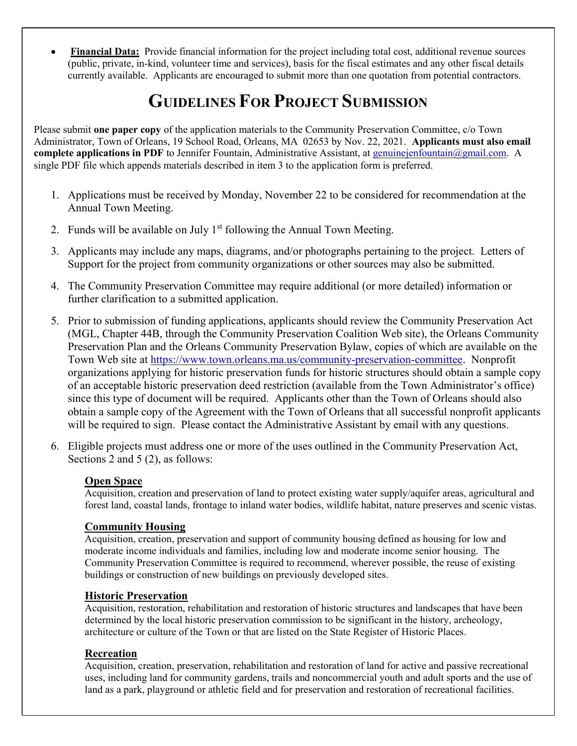- **Financial Data:** Provide financial information for the project including total cost, additional revenue sources (public, private, in-kind, volunteer time and services), basis for the fiscal estimates and any other fiscal details currently available. Applicants are encouraged to submit more than one quotation from potential contractors.

# GUIDELINES FOR PROJECT SUBMISSION

Please submit **one paper copy** of the application materials to the Community Preservation Committee, c/o Town Administrator, Town of Orleans, 19 School Road, Orleans, MA 02653 by Nov. 22, 2021. **Applicants must also email complete applications in PDF** to Jennifer Fountain, Administrative Assistant, at genuinejenfountain@gmail.com. A single PDF file which appends materials described in item 3 to the application form is preferred.

1. Applications must be received by Monday, November 22 to be considered for recommendation at the Annual Town Meeting.
2. Funds will be available on July 1st following the Annual Town Meeting.
3. Applicants may include any maps, diagrams, and/or photographs pertaining to the project. Letters of Support for the project from community organizations or other sources may also be submitted.
4. The Community Preservation Committee may require additional (or more detailed) information or further clarification to a submitted application.
5. Prior to submission of funding applications, applicants should review the Community Preservation Act (MGL, Chapter 44B, through the Community Preservation Coalition Web site), the Orleans Community Preservation Plan and the Orleans Community Preservation Bylaw, copies of which are available on the Town Web site at https://www.town.orleans.ma.us/community-preservation-committee. Nonprofit organizations applying for historic preservation funds for historic structures should obtain a sample copy of an acceptable historic preservation deed restriction (available from the Town Administrator's office) since this type of document will be required. Applicants other than the Town of Orleans should also obtain a sample copy of the Agreement with the Town of Orleans that all successful nonprofit applicants will be required to sign. Please contact the Administrative Assistant by email with any questions.
6. Eligible projects must address one or more of the uses outlined in the Community Preservation Act, Sections 2 and 5 (2), as follows:

   **Open Space**
   Acquisition, creation and preservation of land to protect existing water supply/aquifer areas, agricultural and forest land, coastal lands, frontage to inland water bodies, wildlife habitat, nature preserves and scenic vistas.

   **Community Housing**
   Acquisition, creation, preservation and support of community housing defined as housing for low and moderate income individuals and families, including low and moderate income senior housing. The Community Preservation Committee is required to recommend, wherever possible, the reuse of existing buildings or construction of new buildings on previously developed sites.

   **Historic Preservation**
   Acquisition, restoration, rehabilitation and restoration of historic structures and landscapes that have been determined by the local historic preservation commission to be significant in the history, archeology, architecture or culture of the Town or that are listed on the State Register of Historic Places.

   **Recreation**
   Acquisition, creation, preservation, rehabilitation and restoration of land for active and passive recreational uses, including land for community gardens, trails and noncommercial youth and adult sports and the use of land as a park, playground or athletic field and for preservation and restoration of recreational facilities.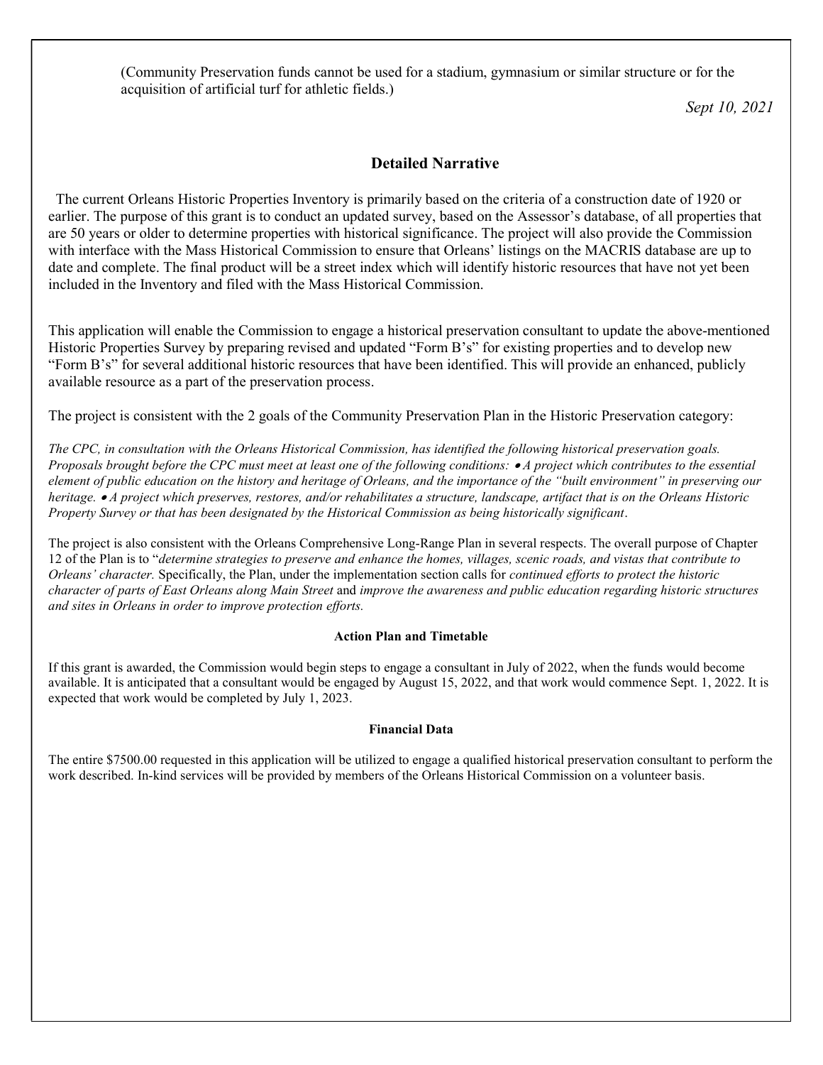(Community Preservation funds cannot be used for a stadium, gymnasium or similar structure or for the acquisition of artificial turf for athletic fields.)

*Sept 10, 2021*

## Detailed Narrative

The current Orleans Historic Properties Inventory is primarily based on the criteria of a construction date of 1920 or earlier. The purpose of this grant is to conduct an updated survey, based on the Assessor's database, of all properties that are 50 years or older to determine properties with historical significance. The project will also provide the Commission with interface with the Mass Historical Commission to ensure that Orleans' listings on the MACRIS database are up to date and complete. The final product will be a street index which will identify historic resources that have not yet been included in the Inventory and filed with the Mass Historical Commission.

This application will enable the Commission to engage a historical preservation consultant to update the above-mentioned Historic Properties Survey by preparing revised and updated "Form B's" for existing properties and to develop new "Form B's" for several additional historic resources that have been identified. This will provide an enhanced, publicly available resource as a part of the preservation process.

The project is consistent with the 2 goals of the Community Preservation Plan in the Historic Preservation category:

*The CPC, in consultation with the Orleans Historical Commission, has identified the following historical preservation goals. Proposals brought before the CPC must meet at least one of the following conditions: • A project which contributes to the essential element of public education on the history and heritage of Orleans, and the importance of the "built environment" in preserving our heritage. • A project which preserves, restores, and/or rehabilitates a structure, landscape, artifact that is on the Orleans Historic Property Survey or that has been designated by the Historical Commission as being historically significant*.

The project is also consistent with the Orleans Comprehensive Long-Range Plan in several respects. The overall purpose of Chapter 12 of the Plan is to "*determine strategies to preserve and enhance the homes, villages, scenic roads, and vistas that contribute to Orleans' character.* Specifically, the Plan, under the implementation section calls for *continued efforts to protect the historic character of parts of East Orleans along Main Street* and *improve the awareness and public education regarding historic structures and sites in Orleans in order to improve protection efforts.*

#### Action Plan and Timetable

If this grant is awarded, the Commission would begin steps to engage a consultant in July of 2022, when the funds would become available. It is anticipated that a consultant would be engaged by August 15, 2022, and that work would commence Sept. 1, 2022. It is expected that work would be completed by July 1, 2023.

#### Financial Data

The entire $7500.00 requested in this application will be utilized to engage a qualified historical preservation consultant to perform the work described. In-kind services will be provided by members of the Orleans Historical Commission on a volunteer basis.